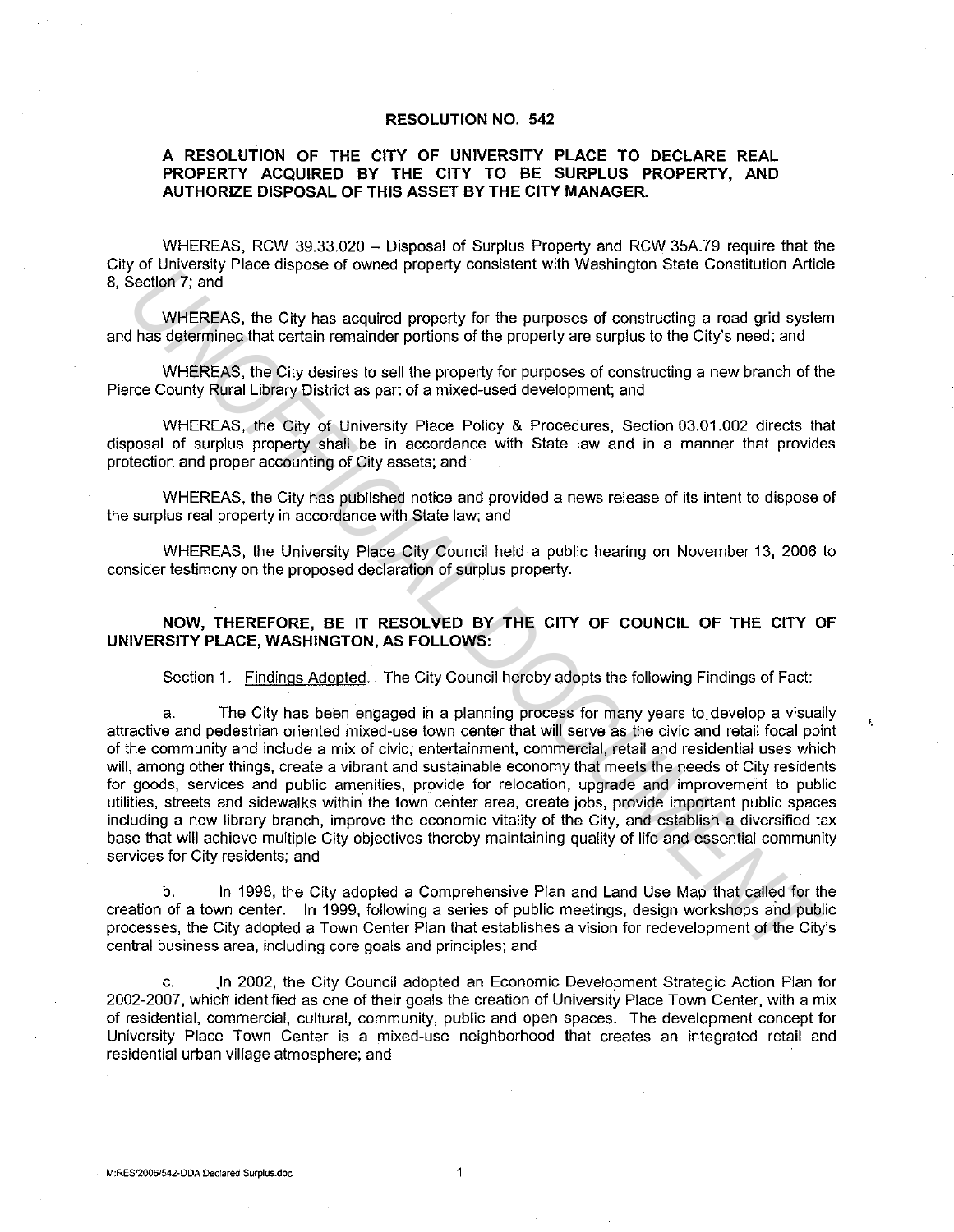# RESOLUTION NO. 542

## A RESOLUTION OF THE CITY OF UNIVERSITY PLACE TO DECLARE REAL PROPERTY ACQUIRED BY THE CITY TO BE SURPLUS PROPERTY, AND AUTHORIZE DISPOSAL OF THIS ASSET BY THE CITY MANAGER.

WHEREAS, RCW 39.33.020 – Disposal of Surplus Property and RCW 35A.79 require that the City of University Place dispose of owned property consistent with Washington State Constitution Article 8, Section 7; and

WHEREAS, the City has acquired property for the purposes of constructing a road grid system and has determined that certain remainder portions of the property are surplus to the City's need; and

WHEREAS, the City desires to sell the property for purposes of constructing a new branch of the Pierce County Rural Library District as part of a mixed-used development; and

WHEREAS, the City of University Place Policy & Procedures, Section 03.01.002 directs that disposal of surplus property shall be in accordance with State law and in a manner that provides protection and proper accounting of City assets; and

WHEREAS, the City has published notice and provided a news release of its intent to dispose of the surplus real property in accordance with State law; and

WHEREAS, the University Place City Council held a public hearing on November 13, 2006 to consider testimony on the proposed declaration of surplus property.

**NOW, THEREFORE, BE IT RESOLVED BY THE CITY OF COUNCIL OF THE CITY OF UNIVERSITY PLACE, WASHINGTON, AS FOLLOWS:**

Section 1. Findings Adopted. The City Council hereby adopts the following Findings of Fact:

a. The City has been engaged in a planning process for many years to develop a visually attractive and pedestrian oriented mixed-use town center that will serve as the civic and retail focal point of the community and include a mix of civic, entertainment, commercial, retail and residential uses which will, among other things, create a vibrant and sustainable economy that meets the needs of City residents for goods, services and public amenities, provide for relocation, upgrade and improvement to public utilities, streets and sidewalks within the town center area, create jobs, provide important public spaces including a new library branch, improve the economic vitality of the City, and establish a diversified tax base that will achieve multiple City objectives thereby maintaining quality of life and essential community services for City residents; and

b. In 1998, the City adopted a Comprehensive Plan and Land Use Map that called for the creation of a town center. In 1999, following a series of public meetings, design workshops and public processes, the City adopted a Town Center Plan that establishes a vision for redevelopment of the City's central business area, including core goals and principles; and

c. In 2002, the City Council adopted an Economic Development Strategic Action Plan for 2002-2007, which identified as one of their goals the creation of University Place Town Center, with a mix of residential, commercial, cultural, community, public and open spaces. The development concept for University Place Town Center is a mixed-use neighborhood that creates an integrated retail and residential urban village atmosphere; and

M:RES/2006/542-DDA Declared Surplus.doc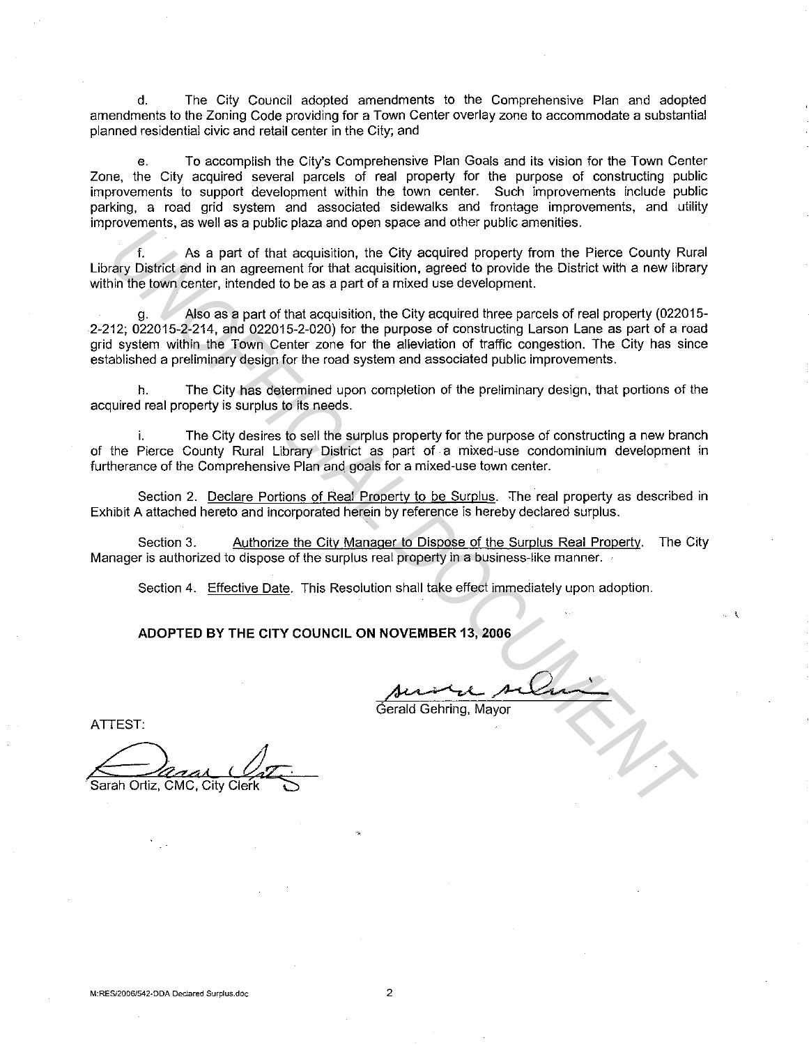d. The City Council adopted amendments to the Comprehensive Plan and adopted amendments to the Zoning Code providing for a Town Center overlay zone to accommodate a substantial planned residential civic and retail center in the City; and

e. To accomplish the City's Comprehensive Plan Goals and its vision for the Town Center Zone, the City acquired several parcels of real property for the purpose of constructing public improvements to support development within the town center. Such improvements include public parking, a road grid system and associated sidewalks and frontage improvements, and utility improvements, as well as a public plaza and open space and other public amenities.

f. As a part of that acquisition, the City acquired property from the Pierce County Rural Library District and in an agreement for that acquisition, agreed to provide the District with a new library within the town center, intended to be as a part of a mixed use development.

g. Also as a part of that acquisition, the City acquired three parcels of real property (022015-2-212; 022015-2-214, and 022015-2-020) for the purpose of constructing Larson Lane as part of a road grid system within the Town Center zone for the alleviation of traffic congestion. The City has since established a preliminary design for the road system and associated public improvements.

h. The City has determined upon completion of the preliminary design, that portions of the acquired real property is surplus to its needs.

i. The City desires to sell the surplus property for the purpose of constructing a new branch of the Pierce County Rural Library District as part of a mixed-use condominium development in furtherance of the Comprehensive Plan and goals for a mixed-use town center.

Section 2. Declare Portions of Real Property to be Surplus. The real property as described in Exhibit A attached hereto and incorporated herein by reference is hereby declared surplus.

Section 3. Authorize the City Manager to Dispose of the Surplus Real Property. The City Manager is authorized to dispose of the surplus real property in a business-like manner.

Section 4. Effective Date. This Resolution shall take effect immediately upon adoption.

**ADOPTED BY THE CITY COUNCIL ON NOVEMBER 13, 2006**

Gerald Gehring, Mayor

ATTEST:

Sarah Ortiz, CMC, City Clerk

M:RES/2006/542-DDA Declared Surplus.doc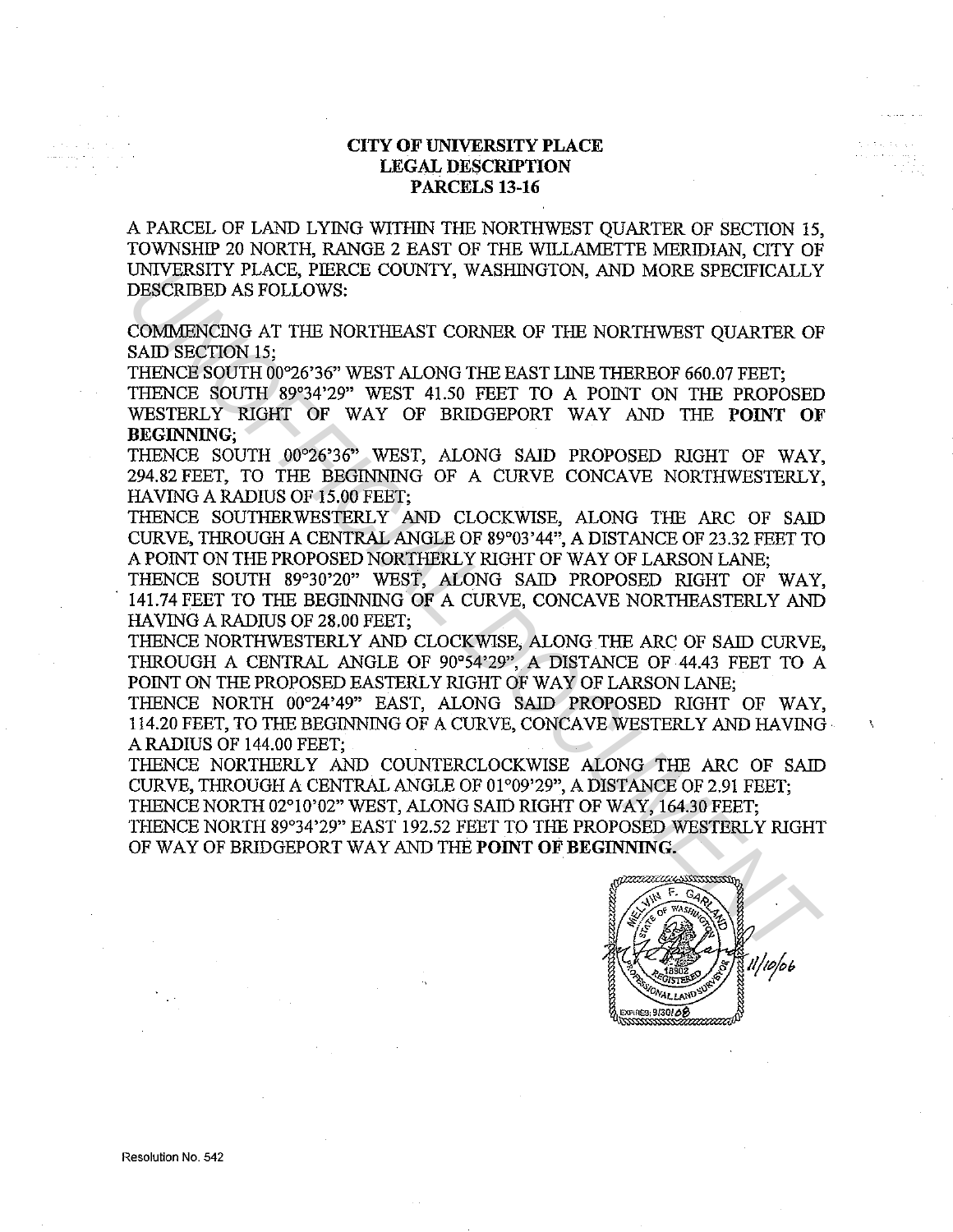# CITY OF UNIVERSITY PLACE
## LEGAL DESCRIPTION
## PARCELS 13-16

A PARCEL OF LAND LYING WITHIN THE NORTHWEST QUARTER OF SECTION 15, TOWNSHIP 20 NORTH, RANGE 2 EAST OF THE WILLAMETTE MERIDIAN, CITY OF UNIVERSITY PLACE, PIERCE COUNTY, WASHINGTON, AND MORE SPECIFICALLY DESCRIBED AS FOLLOWS:

COMMENCING AT THE NORTHEAST CORNER OF THE NORTHWEST QUARTER OF SAID SECTION 15;
THENCE SOUTH 00°26'36" WEST ALONG THE EAST LINE THEREOF 660.07 FEET;
THENCE SOUTH 89°34'29" WEST 41.50 FEET TO A POINT ON THE PROPOSED WESTERLY RIGHT OF WAY OF BRIDGEPORT WAY AND THE **POINT OF BEGINNING**;
THENCE SOUTH 00°26'36" WEST, ALONG SAID PROPOSED RIGHT OF WAY, 294.82 FEET, TO THE BEGINNING OF A CURVE CONCAVE NORTHWESTERLY, HAVING A RADIUS OF 15.00 FEET;
THENCE SOUTHERWESTERLY AND CLOCKWISE, ALONG THE ARC OF SAID CURVE, THROUGH A CENTRAL ANGLE OF 89°03'44", A DISTANCE OF 23.32 FEET TO A POINT ON THE PROPOSED NORTHERLY RIGHT OF WAY OF LARSON LANE;
THENCE SOUTH 89°30'20" WEST, ALONG SAID PROPOSED RIGHT OF WAY, 141.74 FEET TO THE BEGINNING OF A CURVE, CONCAVE NORTHEASTERLY AND HAVING A RADIUS OF 28.00 FEET;
THENCE NORTHWESTERLY AND CLOCKWISE, ALONG THE ARC OF SAID CURVE, THROUGH A CENTRAL ANGLE OF 90°54'29", A DISTANCE OF 44.43 FEET TO A POINT ON THE PROPOSED EASTERLY RIGHT OF WAY OF LARSON LANE;
THENCE NORTH 00°24'49" EAST, ALONG SAID PROPOSED RIGHT OF WAY, 114.20 FEET, TO THE BEGINNING OF A CURVE, CONCAVE WESTERLY AND HAVING A RADIUS OF 144.00 FEET;
THENCE NORTHERLY AND COUNTERCLOCKWISE ALONG THE ARC OF SAID CURVE, THROUGH A CENTRAL ANGLE OF 01°09'29", A DISTANCE OF 2.91 FEET;
THENCE NORTH 02°10'02" WEST, ALONG SAID RIGHT OF WAY, 164.30 FEET;
THENCE NORTH 89°34'29" EAST 192.52 FEET TO THE PROPOSED WESTERLY RIGHT OF WAY OF BRIDGEPORT WAY AND THE **POINT OF BEGINNING.**

MELVIN F. GARLAND
STATE OF WASHINGTON
18902
REGISTERED PROFESSIONAL LAND SURVEYOR
EXPIRES: 9/30/08

11/10/06

Resolution No. 542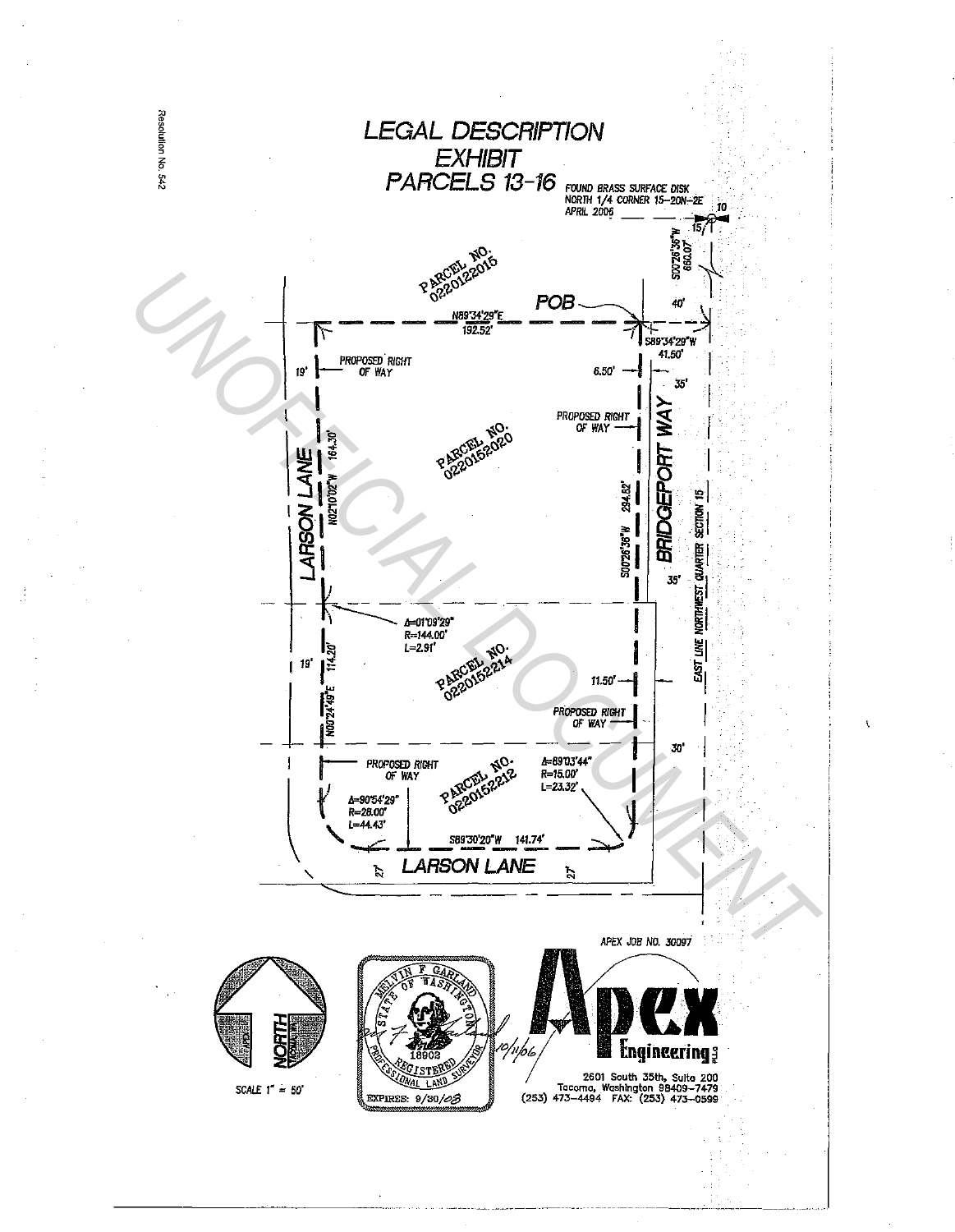# LEGAL DESCRIPTION EXHIBIT PARCELS 13-16

FOUND BRASS SURFACE DISK
NORTH 1/4 CORNER 15-20N-2E
APRIL 2006

10
15

S00°26'36"W
660.07'

PARCEL NO.
0220122015

POB

N89°34'29"E
192.52'

40'

S89°34'29"W
41.50'

19'

PROPOSED RIGHT OF WAY

6.50'

35'

PARCEL NO.
0220152020

PROPOSED RIGHT OF WAY

LARSON LANE

N02°10'02"W 164.30'

S00°26'36"W 294.82'

BRIDGEPORT WAY

EAST LINE NORTHWEST QUARTER SECTION 15

35'

Δ=01°09'29"
R=144.00'
L=2.91'

19'

N00°24'49"E 114.20'

PARCEL NO.
0220152214

11.50'

PROPOSED RIGHT OF WAY

30'

PROPOSED RIGHT OF WAY

PARCEL NO.
0220152212

Δ=89°03'44"
R=15.00'
L=23.32'

Δ=90°54'29"
R=28.00'
L=44.43'

S89°30'20"W 141.74'

27'

LARSON LANE

27'

APEX JOB NO. 30097

NORTH

SCALE 1" = 50'

MELVIN F GARLAND
STATE OF WASHINGTON
18902
REGISTERED
PROFESSIONAL LAND SURVEYOR
EXPIRES: 9/30/08

10/11/06

Apex Engineering PLLC
2601 South 35th, Suite 200
Tacoma, Washington 98409-7479
(253) 473-4494 FAX: (253) 473-0599